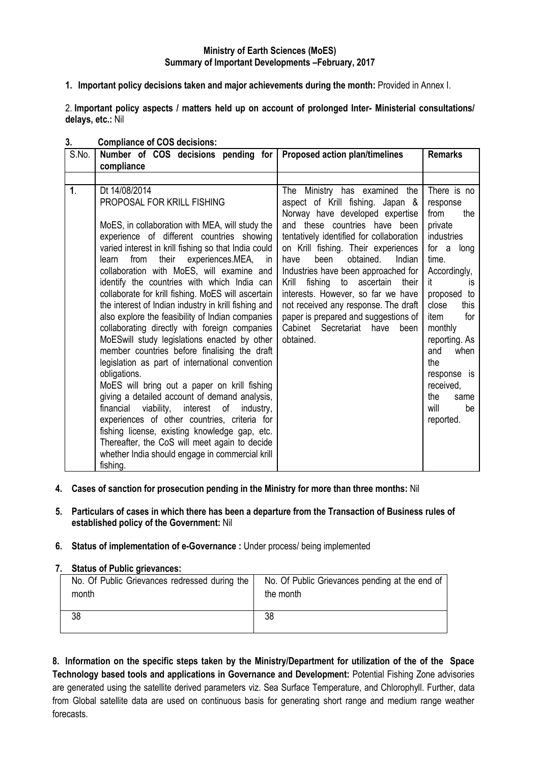**Ministry of Earth Sciences (MoES)**
**Summary of Important Developments –February, 2017**

1. **Important policy decisions taken and major achievements during the month:** Provided in Annex I.

2. **Important policy aspects / matters held up on account of prolonged Inter- Ministerial consultations/ delays, etc.:** Nil

3. **Compliance of COS decisions:**

| S.No. | Number of COS decisions pending for compliance | Proposed action plan/timelines | Remarks |
|---|---|---|---|
| | | | |
| 1. | Dt 14/08/2014<br>PROPOSAL FOR KRILL FISHING<br><br>MoES, in collaboration with MEA, will study the experience of different countries showing varied interest in krill fishing so that India could learn from their experiences.MEA, in collaboration with MoES, will examine and identify the countries with which India can collaborate for krill fishing. MoES will ascertain the interest of Indian industry in krill fishing and also explore the feasibility of Indian companies collaborating directly with foreign companies MoESwill study legislations enacted by other member countries before finalising the draft legislation as part of international convention obligations.<br>MoES will bring out a paper on krill fishing giving a detailed account of demand analysis, financial viability, interest of industry, experiences of other countries, criteria for fishing license, existing knowledge gap, etc. Thereafter, the CoS will meet again to decide whether India should engage in commercial krill fishing. | The Ministry has examined the aspect of Krill fishing. Japan & Norway have developed expertise and these countries have been tentatively identified for collaboration on Krill fishing. Their experiences have been obtained. Indian Industries have been approached for Krill fishing to ascertain their interests. However, so far we have not received any response. The draft paper is prepared and suggestions of Cabinet Secretariat have been obtained. | There is no response from the private industries for a long time. Accordingly, it is proposed to close this item for monthly reporting. As and when the response is received, the same will be reported. |

4. **Cases of sanction for prosecution pending in the Ministry for more than three months:** Nil

5. **Particulars of cases in which there has been a departure from the Transaction of Business rules of established policy of the Government:** Nil

6. **Status of implementation of e-Governance :** Under process/ being implemented

7. **Status of Public grievances:**

| No. Of Public Grievances redressed during the month | No. Of Public Grievances pending at the end of the month |
|---|---|
| 38 | 38 |

**8. Information on the specific steps taken by the Ministry/Department for utilization of the of the Space Technology based tools and applications in Governance and Development:** Potential Fishing Zone advisories are generated using the satellite derived parameters viz. Sea Surface Temperature, and Chlorophyll. Further, data from Global satellite data are used on continuous basis for generating short range and medium range weather forecasts.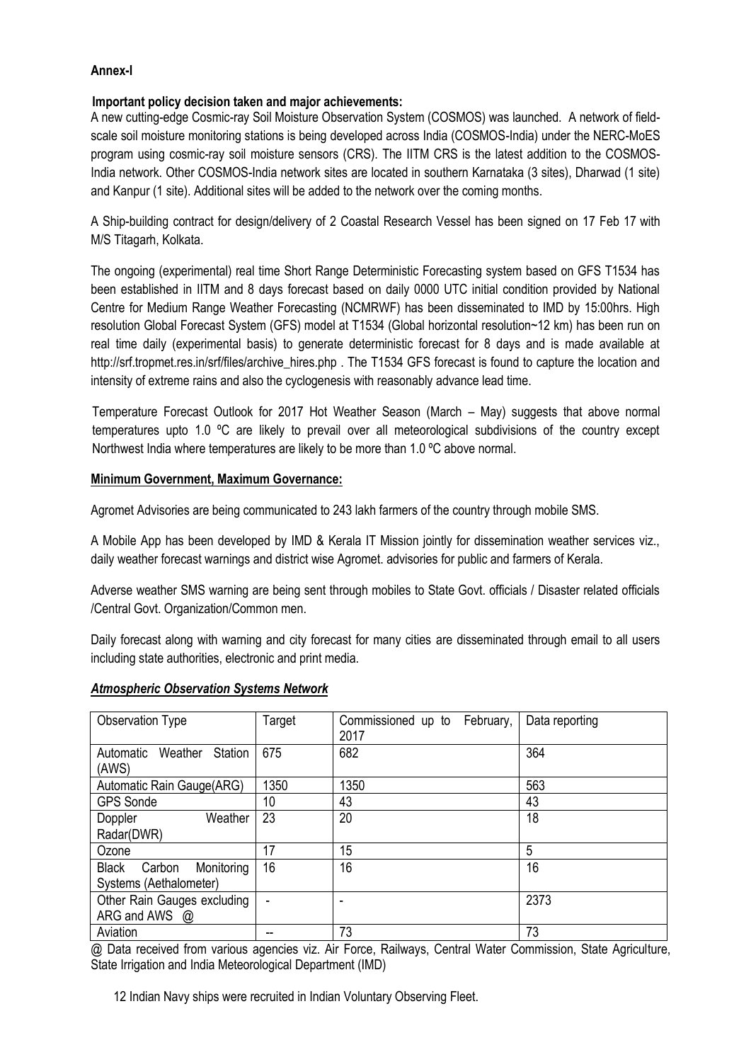**Annex-I**

**Important policy decision taken and major achievements:**

A new cutting-edge Cosmic-ray Soil Moisture Observation System (COSMOS) was launched. A network of field-scale soil moisture monitoring stations is being developed across India (COSMOS-India) under the NERC-MoES program using cosmic-ray soil moisture sensors (CRS). The IITM CRS is the latest addition to the COSMOS-India network. Other COSMOS-India network sites are located in southern Karnataka (3 sites), Dharwad (1 site) and Kanpur (1 site). Additional sites will be added to the network over the coming months.

A Ship-building contract for design/delivery of 2 Coastal Research Vessel has been signed on 17 Feb 17 with M/S Titagarh, Kolkata.

The ongoing (experimental) real time Short Range Deterministic Forecasting system based on GFS T1534 has been established in IITM and 8 days forecast based on daily 0000 UTC initial condition provided by National Centre for Medium Range Weather Forecasting (NCMRWF) has been disseminated to IMD by 15:00hrs. High resolution Global Forecast System (GFS) model at T1534 (Global horizontal resolution~12 km) has been run on real time daily (experimental basis) to generate deterministic forecast for 8 days and is made available at http://srf.tropmet.res.in/srf/files/archive_hires.php . The T1534 GFS forecast is found to capture the location and intensity of extreme rains and also the cyclogenesis with reasonably advance lead time.

Temperature Forecast Outlook for 2017 Hot Weather Season (March – May) suggests that above normal temperatures upto 1.0 ºC are likely to prevail over all meteorological subdivisions of the country except Northwest India where temperatures are likely to be more than 1.0 ºC above normal.

**Minimum Government, Maximum Governance:**

Agromet Advisories are being communicated to 243 lakh farmers of the country through mobile SMS.

A Mobile App has been developed by IMD & Kerala IT Mission jointly for dissemination weather services viz., daily weather forecast warnings and district wise Agromet. advisories for public and farmers of Kerala.

Adverse weather SMS warning are being sent through mobiles to State Govt. officials / Disaster related officials /Central Govt. Organization/Common men.

Daily forecast along with warning and city forecast for many cities are disseminated through email to all users including state authorities, electronic and print media.

***Atmospheric Observation Systems Network***

| Observation Type | Target | Commissioned up to February, 2017 | Data reporting |
|---|---|---|---|
| Automatic Weather Station (AWS) | 675 | 682 | 364 |
| Automatic Rain Gauge(ARG) | 1350 | 1350 | 563 |
| GPS Sonde | 10 | 43 | 43 |
| Doppler Weather Radar(DWR) | 23 | 20 | 18 |
| Ozone | 17 | 15 | 5 |
| Black Carbon Monitoring Systems (Aethalometer) | 16 | 16 | 16 |
| Other Rain Gauges excluding ARG and AWS @ | - | - | 2373 |
| Aviation | -- | 73 | 73 |

@ Data received from various agencies viz. Air Force, Railways, Central Water Commission, State Agriculture, State Irrigation and India Meteorological Department (IMD)

12 Indian Navy ships were recruited in Indian Voluntary Observing Fleet.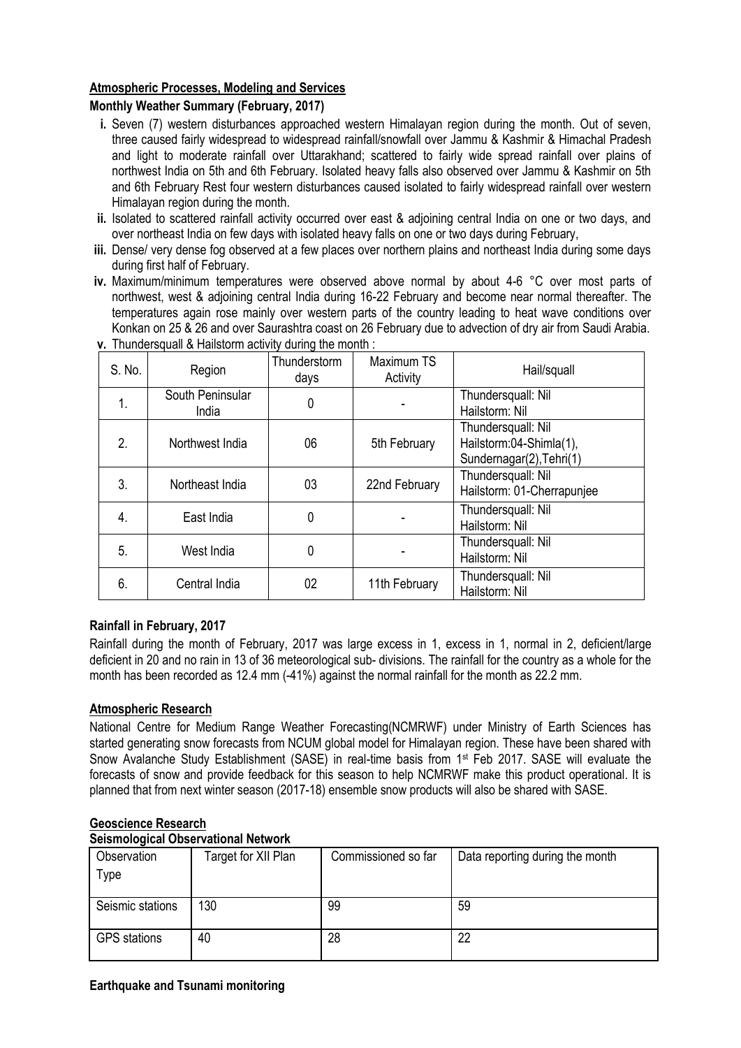**Atmospheric Processes, Modeling and Services**

**Monthly Weather Summary (February, 2017)**

- **i.** Seven (7) western disturbances approached western Himalayan region during the month. Out of seven, three caused fairly widespread to widespread rainfall/snowfall over Jammu & Kashmir & Himachal Pradesh and light to moderate rainfall over Uttarakhand; scattered to fairly wide spread rainfall over plains of northwest India on 5th and 6th February. Isolated heavy falls also observed over Jammu & Kashmir on 5th and 6th February Rest four western disturbances caused isolated to fairly widespread rainfall over western Himalayan region during the month.
- **ii.** Isolated to scattered rainfall activity occurred over east & adjoining central India on one or two days, and over northeast India on few days with isolated heavy falls on one or two days during February,
- **iii.** Dense/ very dense fog observed at a few places over northern plains and northeast India during some days during first half of February.
- **iv.** Maximum/minimum temperatures were observed above normal by about 4-6 °C over most parts of northwest, west & adjoining central India during 16-22 February and become near normal thereafter. The temperatures again rose mainly over western parts of the country leading to heat wave conditions over Konkan on 25 & 26 and over Saurashtra coast on 26 February due to advection of dry air from Saudi Arabia.
- **v.** Thundersquall & Hailstorm activity during the month :

| S. No. | Region | Thunderstorm days | Maximum TS Activity | Hail/squall |
|---|---|---|---|---|
| 1. | South Peninsular India | 0 | - | Thundersquall: Nil<br>Hailstorm: Nil |
| 2. | Northwest India | 06 | 5th February | Thundersquall: Nil<br>Hailstorm:04-Shimla(1), Sundernagar(2),Tehri(1) |
| 3. | Northeast India | 03 | 22nd February | Thundersquall: Nil<br>Hailstorm: 01-Cherrapunjee |
| 4. | East India | 0 | - | Thundersquall: Nil<br>Hailstorm: Nil |
| 5. | West India | 0 | - | Thundersquall: Nil<br>Hailstorm: Nil |
| 6. | Central India | 02 | 11th February | Thundersquall: Nil<br>Hailstorm: Nil |

**Rainfall in February, 2017**

Rainfall during the month of February, 2017 was large excess in 1, excess in 1, normal in 2, deficient/large deficient in 20 and no rain in 13 of 36 meteorological sub- divisions. The rainfall for the country as a whole for the month has been recorded as 12.4 mm (-41%) against the normal rainfall for the month as 22.2 mm.

**Atmospheric Research**

National Centre for Medium Range Weather Forecasting(NCMRWF) under Ministry of Earth Sciences has started generating snow forecasts from NCUM global model for Himalayan region. These have been shared with Snow Avalanche Study Establishment (SASE) in real-time basis from 1st Feb 2017. SASE will evaluate the forecasts of snow and provide feedback for this season to help NCMRWF make this product operational. It is planned that from next winter season (2017-18) ensemble snow products will also be shared with SASE.

**Geoscience Research**

**Seismological Observational Network**

| Observation Type | Target for XII Plan | Commissioned so far | Data reporting during the month |
|---|---|---|---|
| Seismic stations | 130 | 99 | 59 |
| GPS stations | 40 | 28 | 22 |

**Earthquake and Tsunami monitoring**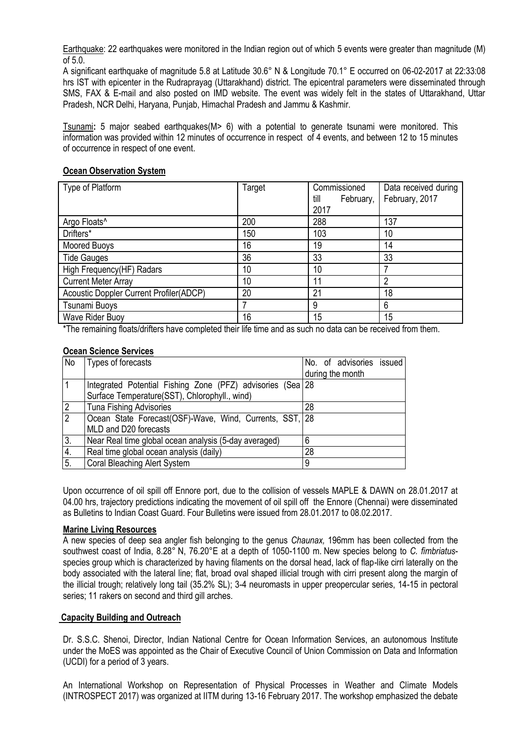Earthquake: 22 earthquakes were monitored in the Indian region out of which 5 events were greater than magnitude (M) of 5.0.

A significant earthquake of magnitude 5.8 at Latitude 30.6° N & Longitude 70.1° E occurred on 06-02-2017 at 22:33:08 hrs IST with epicenter in the Rudraprayag (Uttarakhand) district. The epicentral parameters were disseminated through SMS, FAX & E-mail and also posted on IMD website. The event was widely felt in the states of Uttarakhand, Uttar Pradesh, NCR Delhi, Haryana, Punjab, Himachal Pradesh and Jammu & Kashmir.

Tsunami**:** 5 major seabed earthquakes(M> 6) with a potential to generate tsunami were monitored. This information was provided within 12 minutes of occurrence in respect of 4 events, and between 12 to 15 minutes of occurrence in respect of one event.

**Ocean Observation System**

| Type of Platform | Target | Commissioned till February, 2017 | Data received during February, 2017 |
|---|---|---|---|
| Argo Floats^ | 200 | 288 | 137 |
| Drifters* | 150 | 103 | 10 |
| Moored Buoys | 16 | 19 | 14 |
| Tide Gauges | 36 | 33 | 33 |
| High Frequency(HF) Radars | 10 | 10 | 7 |
| Current Meter Array | 10 | 11 | 2 |
| Acoustic Doppler Current Profiler(ADCP) | 20 | 21 | 18 |
| Tsunami Buoys | 7 | 9 | 6 |
| Wave Rider Buoy | 16 | 15 | 15 |

*The remaining floats/drifters have completed their life time and as such no data can be received from them.

**Ocean Science Services**

| No | Types of forecasts | No. of advisories issued during the month |
|---|---|---|
| 1 | Integrated Potential Fishing Zone (PFZ) advisories (Sea Surface Temperature(SST), Chlorophyll., wind) | 28 |
| 2 | Tuna Fishing Advisories | 28 |
| 2 | Ocean State Forecast(OSF)-Wave, Wind, Currents, SST, MLD and D20 forecasts | 28 |
| 3. | Near Real time global ocean analysis (5-day averaged) | 6 |
| 4. | Real time global ocean analysis (daily) | 28 |
| 5. | Coral Bleaching Alert System | 9 |

Upon occurrence of oil spill off Ennore port, due to the collision of vessels MAPLE & DAWN on 28.01.2017 at 04.00 hrs, trajectory predictions indicating the movement of oil spill off the Ennore (Chennai) were disseminated as Bulletins to Indian Coast Guard. Four Bulletins were issued from 28.01.2017 to 08.02.2017.

**Marine Living Resources**

A new species of deep sea angler fish belonging to the genus *Chaunax,* 196mm has been collected from the southwest coast of India, 8.28° N, 76.20°E at a depth of 1050-1100 m. New species belong to *C. fimbriatus*-species group which is characterized by having filaments on the dorsal head, lack of flap-like cirri laterally on the body associated with the lateral line; flat, broad oval shaped illicial trough with cirri present along the margin of the illicial trough; relatively long tail (35.2% SL); 3-4 neuromasts in upper preopercular series, 14-15 in pectoral series; 11 rakers on second and third gill arches.

**Capacity Building and Outreach**

Dr. S.S.C. Shenoi, Director, Indian National Centre for Ocean Information Services, an autonomous Institute under the MoES was appointed as the Chair of Executive Council of Union Commission on Data and Information (UCDI) for a period of 3 years.

An International Workshop on Representation of Physical Processes in Weather and Climate Models (INTROSPECT 2017) was organized at IITM during 13-16 February 2017. The workshop emphasized the debate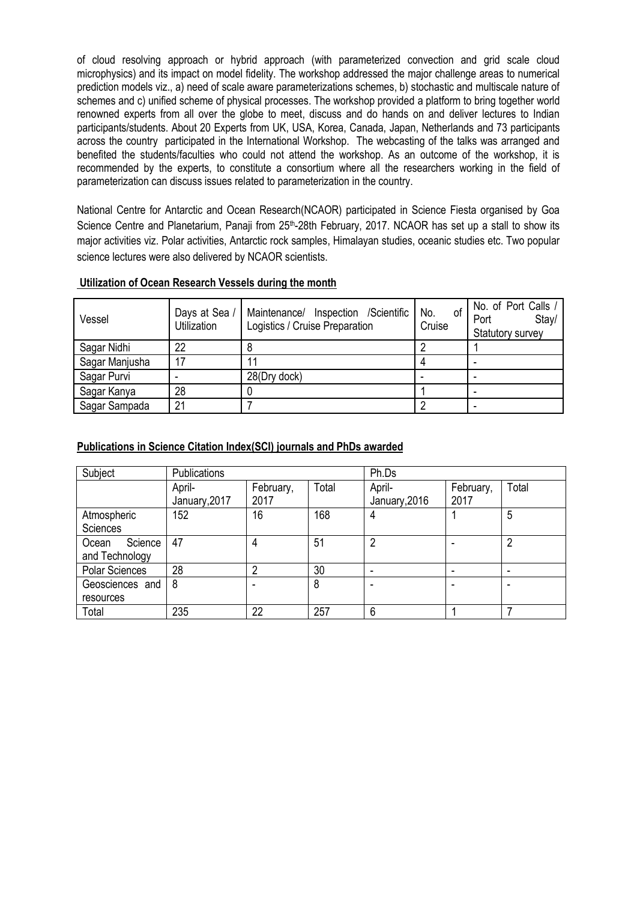of cloud resolving approach or hybrid approach (with parameterized convection and grid scale cloud microphysics) and its impact on model fidelity. The workshop addressed the major challenge areas to numerical prediction models viz., a) need of scale aware parameterizations schemes, b) stochastic and multiscale nature of schemes and c) unified scheme of physical processes. The workshop provided a platform to bring together world renowned experts from all over the globe to meet, discuss and do hands on and deliver lectures to Indian participants/students. About 20 Experts from UK, USA, Korea, Canada, Japan, Netherlands and 73 participants across the country participated in the International Workshop. The webcasting of the talks was arranged and benefited the students/faculties who could not attend the workshop. As an outcome of the workshop, it is recommended by the experts, to constitute a consortium where all the researchers working in the field of parameterization can discuss issues related to parameterization in the country.

National Centre for Antarctic and Ocean Research(NCAOR) participated in Science Fiesta organised by Goa Science Centre and Planetarium, Panaji from 25th-28th February, 2017. NCAOR has set up a stall to show its major activities viz. Polar activities, Antarctic rock samples, Himalayan studies, oceanic studies etc. Two popular science lectures were also delivered by NCAOR scientists.

**Utilization of Ocean Research Vessels during the month**

| Vessel | Days at Sea / Utilization | Maintenance/ Inspection /Scientific Logistics / Cruise Preparation | No. of Cruise | No. of Port Calls / Port Stay/ Statutory survey |
|---|---|---|---|---|
| Sagar Nidhi | 22 | 8 | 2 | 1 |
| Sagar Manjusha | 17 | 11 | 4 | - |
| Sagar Purvi | - | 28(Dry dock) | - | - |
| Sagar Kanya | 28 | 0 | 1 | - |
| Sagar Sampada | 21 | 7 | 2 | - |

**Publications in Science Citation Index(SCI) journals and PhDs awarded**

| Subject | Publications | | | Ph.Ds | | |
|---|---|---|---|---|---|---|
| | April-January,2017 | February, 2017 | Total | April-January,2016 | February, 2017 | Total |
| Atmospheric Sciences | 152 | 16 | 168 | 4 | 1 | 5 |
| Ocean Science and Technology | 47 | 4 | 51 | 2 | - | 2 |
| Polar Sciences | 28 | 2 | 30 | - | - | - |
| Geosciences and resources | 8 | - | 8 | - | - | - |
| Total | 235 | 22 | 257 | 6 | 1 | 7 |